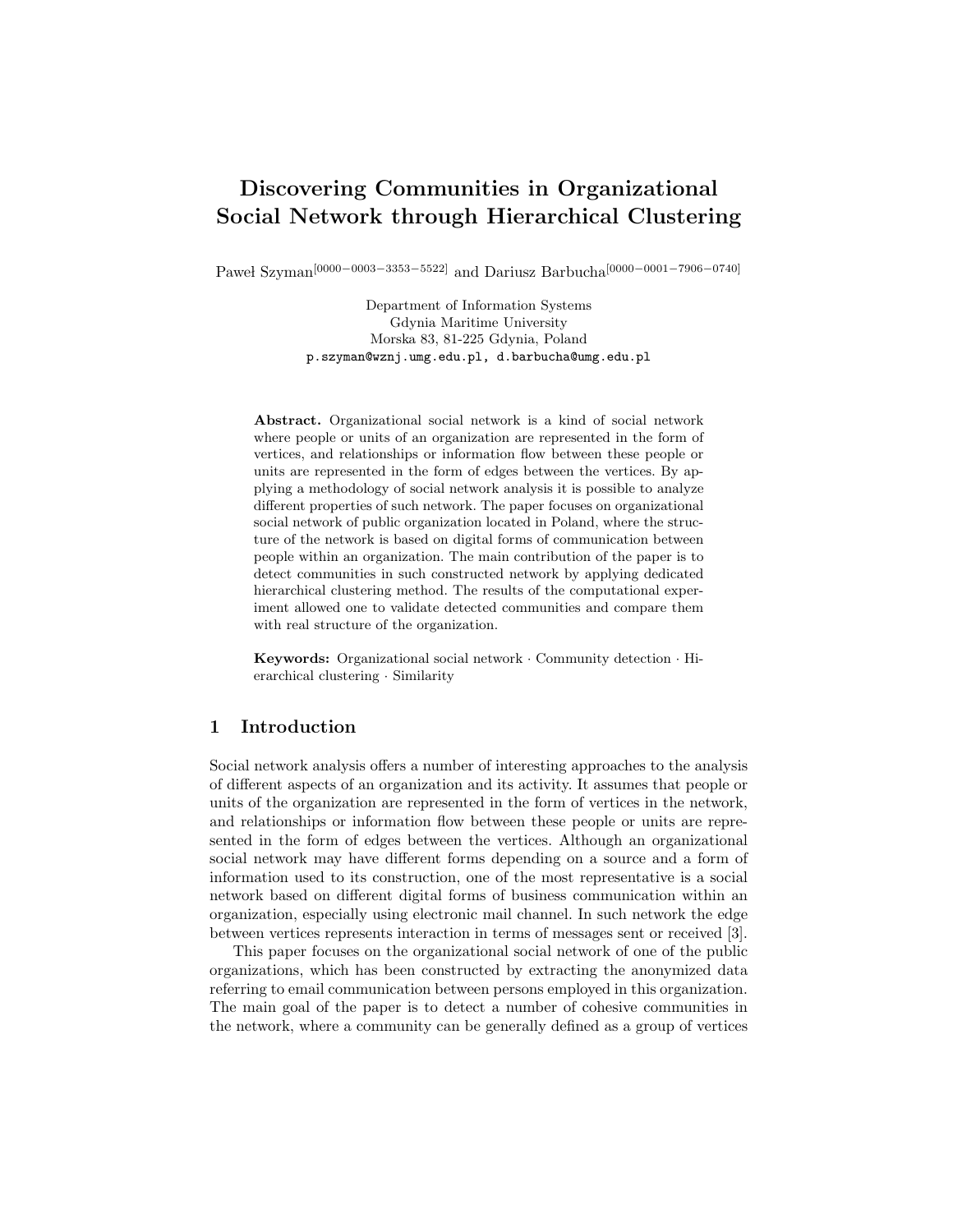# Discovering Communities in Organizational Social Network through Hierarchical Clustering

Paweł Szyman[0000−0003−3353−5522] and Dariusz Barbucha[0000−0001−7906−0740]

Department of Information Systems
Gdynia Maritime University
Morska 83, 81-225 Gdynia, Poland
p.szyman@wznj.umg.edu.pl, d.barbucha@umg.edu.pl

**Abstract.** Organizational social network is a kind of social network where people or units of an organization are represented in the form of vertices, and relationships or information flow between these people or units are represented in the form of edges between the vertices. By applying a methodology of social network analysis it is possible to analyze different properties of such network. The paper focuses on organizational social network of public organization located in Poland, where the structure of the network is based on digital forms of communication between people within an organization. The main contribution of the paper is to detect communities in such constructed network by applying dedicated hierarchical clustering method. The results of the computational experiment allowed one to validate detected communities and compare them with real structure of the organization.

**Keywords:** Organizational social network · Community detection · Hierarchical clustering · Similarity

## 1 Introduction

Social network analysis offers a number of interesting approaches to the analysis of different aspects of an organization and its activity. It assumes that people or units of the organization are represented in the form of vertices in the network, and relationships or information flow between these people or units are represented in the form of edges between the vertices. Although an organizational social network may have different forms depending on a source and a form of information used to its construction, one of the most representative is a social network based on different digital forms of business communication within an organization, especially using electronic mail channel. In such network the edge between vertices represents interaction in terms of messages sent or received [3].

This paper focuses on the organizational social network of one of the public organizations, which has been constructed by extracting the anonymized data referring to email communication between persons employed in this organization. The main goal of the paper is to detect a number of cohesive communities in the network, where a community can be generally defined as a group of vertices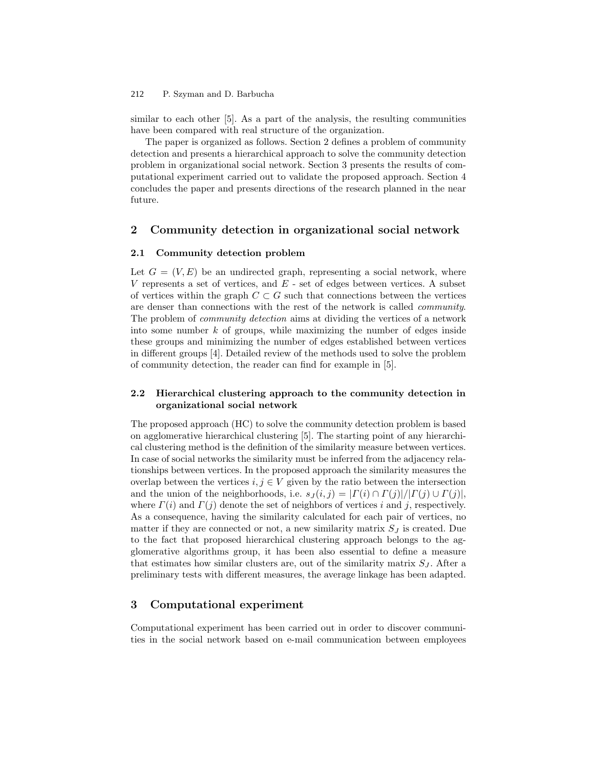similar to each other [5]. As a part of the analysis, the resulting communities have been compared with real structure of the organization.

The paper is organized as follows. Section 2 defines a problem of community detection and presents a hierarchical approach to solve the community detection problem in organizational social network. Section 3 presents the results of computational experiment carried out to validate the proposed approach. Section 4 concludes the paper and presents directions of the research planned in the near future.

## 2 Community detection in organizational social network

### 2.1 Community detection problem

Let $G = (V, E)$ be an undirected graph, representing a social network, where $V$ represents a set of vertices, and $E$ - set of edges between vertices. A subset of vertices within the graph $C \subset G$ such that connections between the vertices are denser than connections with the rest of the network is called *community*. The problem of *community detection* aims at dividing the vertices of a network into some number $k$ of groups, while maximizing the number of edges inside these groups and minimizing the number of edges established between vertices in different groups [4]. Detailed review of the methods used to solve the problem of community detection, the reader can find for example in [5].

### 2.2 Hierarchical clustering approach to the community detection in organizational social network

The proposed approach (HC) to solve the community detection problem is based on agglomerative hierarchical clustering [5]. The starting point of any hierarchical clustering method is the definition of the similarity measure between vertices. In case of social networks the similarity must be inferred from the adjacency relationships between vertices. In the proposed approach the similarity measures the overlap between the vertices $i, j \in V$ given by the ratio between the intersection and the union of the neighborhoods, i.e. $s_J(i, j) = |\Gamma(i) \cap \Gamma(j)|/|\Gamma(j) \cup \Gamma(j)|$, where $\Gamma(i)$ and $\Gamma(j)$ denote the set of neighbors of vertices $i$ and $j$, respectively. As a consequence, having the similarity calculated for each pair of vertices, no matter if they are connected or not, a new similarity matrix $S_J$ is created. Due to the fact that proposed hierarchical clustering approach belongs to the agglomerative algorithms group, it has been also essential to define a measure that estimates how similar clusters are, out of the similarity matrix $S_J$. After a preliminary tests with different measures, the average linkage has been adapted.

## 3 Computational experiment

Computational experiment has been carried out in order to discover communities in the social network based on e-mail communication between employees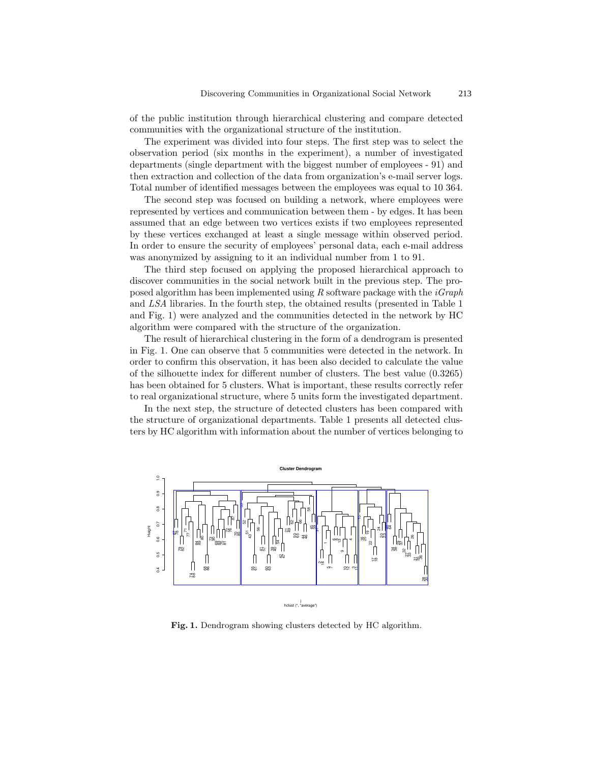of the public institution through hierarchical clustering and compare detected communities with the organizational structure of the institution.

The experiment was divided into four steps. The first step was to select the observation period (six months in the experiment), a number of investigated departments (single department with the biggest number of employees - 91) and then extraction and collection of the data from organization's e-mail server logs. Total number of identified messages between the employees was equal to 10 364.

The second step was focused on building a network, where employees were represented by vertices and communication between them - by edges. It has been assumed that an edge between two vertices exists if two employees represented by these vertices exchanged at least a single message within observed period. In order to ensure the security of employees' personal data, each e-mail address was anonymized by assigning to it an individual number from 1 to 91.

The third step focused on applying the proposed hierarchical approach to discover communities in the social network built in the previous step. The proposed algorithm has been implemented using *R* software package with the *iGraph* and *LSA* libraries. In the fourth step, the obtained results (presented in Table 1 and Fig. 1) were analyzed and the communities detected in the network by HC algorithm were compared with the structure of the organization.

The result of hierarchical clustering in the form of a dendrogram is presented in Fig. 1. One can observe that 5 communities were detected in the network. In order to confirm this observation, it has been also decided to calculate the value of the silhouette index for different number of clusters. The best value (0.3265) has been obtained for 5 clusters. What is important, these results correctly refer to real organizational structure, where 5 units form the investigated department.

In the next step, the structure of detected clusters has been compared with the structure of organizational departments. Table 1 presents all detected clusters by HC algorithm with information about the number of vertices belonging to

**Fig. 1.** Dendrogram showing clusters detected by HC algorithm.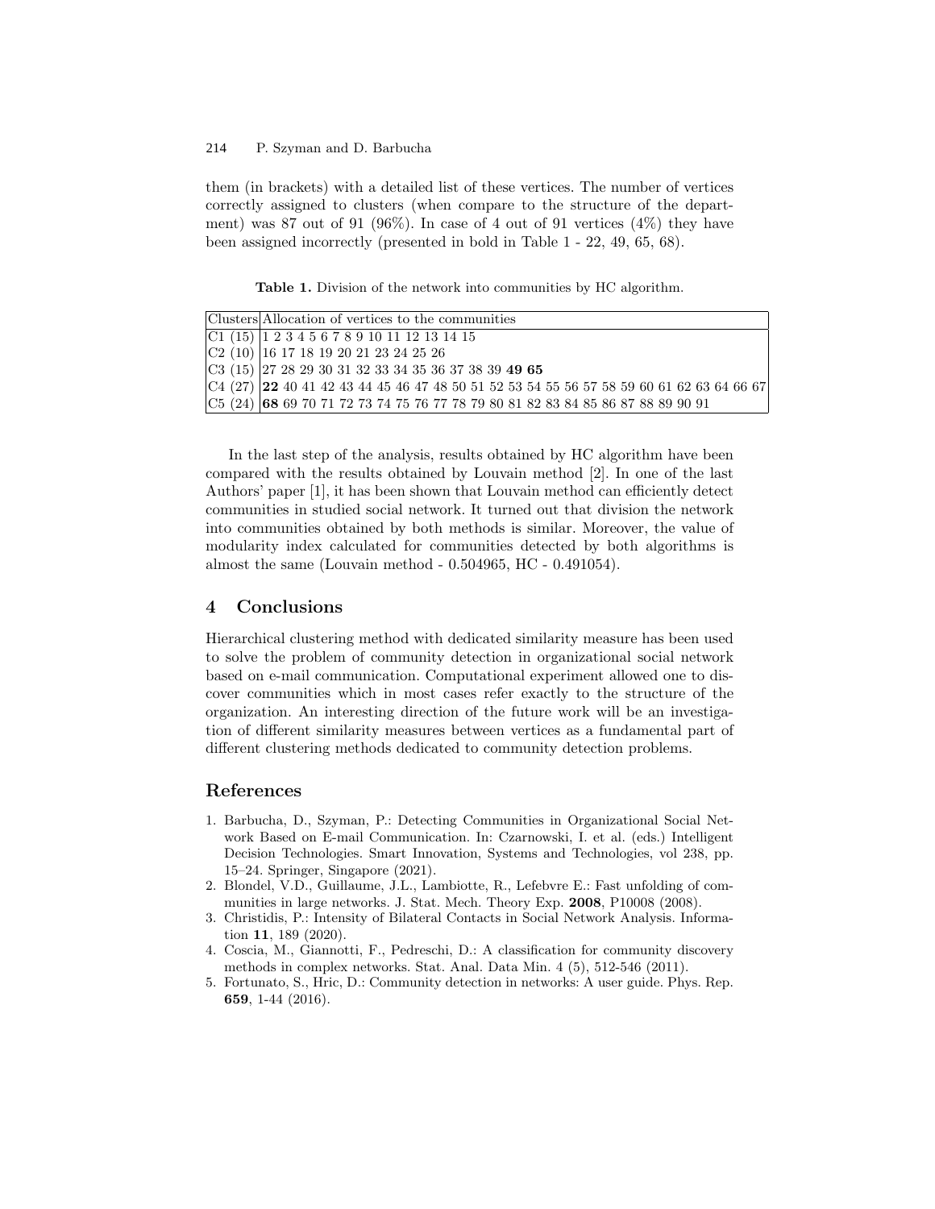them (in brackets) with a detailed list of these vertices. The number of vertices correctly assigned to clusters (when compare to the structure of the department) was 87 out of 91 (96%). In case of 4 out of 91 vertices (4%) they have been assigned incorrectly (presented in bold in Table 1 - 22, 49, 65, 68).

**Table 1.** Division of the network into communities by HC algorithm.

| Clusters | Allocation of vertices to the communities |
|---|---|
| C1 (15) | 1 2 3 4 5 6 7 8 9 10 11 12 13 14 15 |
| C2 (10) | 16 17 18 19 20 21 23 24 25 26 |
| C3 (15) | 27 28 29 30 31 32 33 34 35 36 37 38 39 **49 65** |
| C4 (27) | **22** 40 41 42 43 44 45 46 47 48 50 51 52 53 54 55 56 57 58 59 60 61 62 63 64 66 67 |
| C5 (24) | **68** 69 70 71 72 73 74 75 76 77 78 79 80 81 82 83 84 85 86 87 88 89 90 91 |

In the last step of the analysis, results obtained by HC algorithm have been compared with the results obtained by Louvain method [2]. In one of the last Authors' paper [1], it has been shown that Louvain method can efficiently detect communities in studied social network. It turned out that division the network into communities obtained by both methods is similar. Moreover, the value of modularity index calculated for communities detected by both algorithms is almost the same (Louvain method - 0.504965, HC - 0.491054).

## 4 Conclusions

Hierarchical clustering method with dedicated similarity measure has been used to solve the problem of community detection in organizational social network based on e-mail communication. Computational experiment allowed one to discover communities which in most cases refer exactly to the structure of the organization. An interesting direction of the future work will be an investigation of different similarity measures between vertices as a fundamental part of different clustering methods dedicated to community detection problems.

## References

1. Barbucha, D., Szyman, P.: Detecting Communities in Organizational Social Network Based on E-mail Communication. In: Czarnowski, I. et al. (eds.) Intelligent Decision Technologies. Smart Innovation, Systems and Technologies, vol 238, pp. 15–24. Springer, Singapore (2021).
2. Blondel, V.D., Guillaume, J.L., Lambiotte, R., Lefebvre E.: Fast unfolding of communities in large networks. J. Stat. Mech. Theory Exp. **2008**, P10008 (2008).
3. Christidis, P.: Intensity of Bilateral Contacts in Social Network Analysis. Information **11**, 189 (2020).
4. Coscia, M., Giannotti, F., Pedreschi, D.: A classification for community discovery methods in complex networks. Stat. Anal. Data Min. 4 (5), 512-546 (2011).
5. Fortunato, S., Hric, D.: Community detection in networks: A user guide. Phys. Rep. **659**, 1-44 (2016).